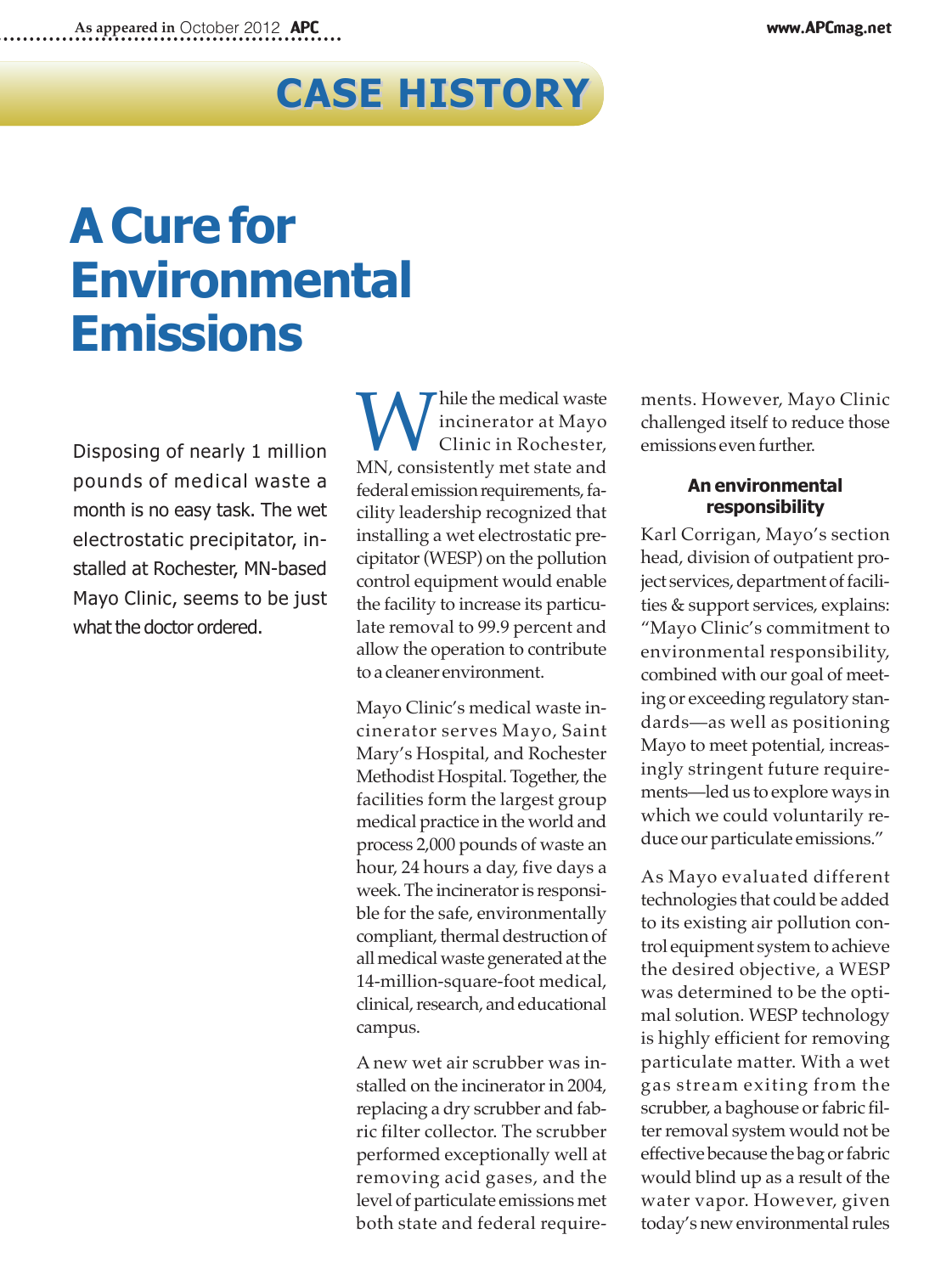CASE HISTORY

# A Cure for Environmental Emissions

Disposing of nearly 1 million pounds of medical waste a month is no easy task. The wet electrostatic precipitator, installed at Rochester, MN-based Mayo Clinic, seems to be just what the doctor ordered.

While the medical waste incinerator at Mayo Clinic in Rochester, MN, consistently met state and federal emission requirements, facility leadership recognized that installing a wet electrostatic precipitator (WESP) on the pollution control equipment would enable the facility to increase its particulate removal to 99.9 percent and allow the operation to contribute to a cleaner environment.

Mayo Clinic's medical waste incinerator serves Mayo, Saint Mary's Hospital, and Rochester Methodist Hospital. Together, the facilities form the largest group medical practice in the world and process 2,000 pounds of waste an hour, 24 hours a day, five days a week. The incinerator is responsible for the safe, environmentally compliant, thermal destruction of all medical waste generated at the 14-million-square-foot medical, clinical, research, and educational campus.

A new wet air scrubber was installed on the incinerator in 2004, replacing a dry scrubber and fabric filter collector. The scrubber performed exceptionally well at removing acid gases, and the level of particulate emissions met both state and federal requirements. However, Mayo Clinic challenged itself to reduce those emissions even further.

### An environmental responsibility

Karl Corrigan, Mayo's section head, division of outpatient project services, department of facilities & support services, explains: "Mayo Clinic's commitment to environmental responsibility, combined with our goal of meeting or exceeding regulatory standards—as well as positioning Mayo to meet potential, increasingly stringent future requirements—led us to explore ways in which we could voluntarily reduce our particulate emissions."

As Mayo evaluated different technologies that could be added to its existing air pollution control equipment system to achieve the desired objective, a WESP was determined to be the optimal solution. WESP technology is highly efficient for removing particulate matter. With a wet gas stream exiting from the scrubber, a baghouse or fabric filter removal system would not be effective because the bag or fabric would blind up as a result of the water vapor. However, given today's new environmental rules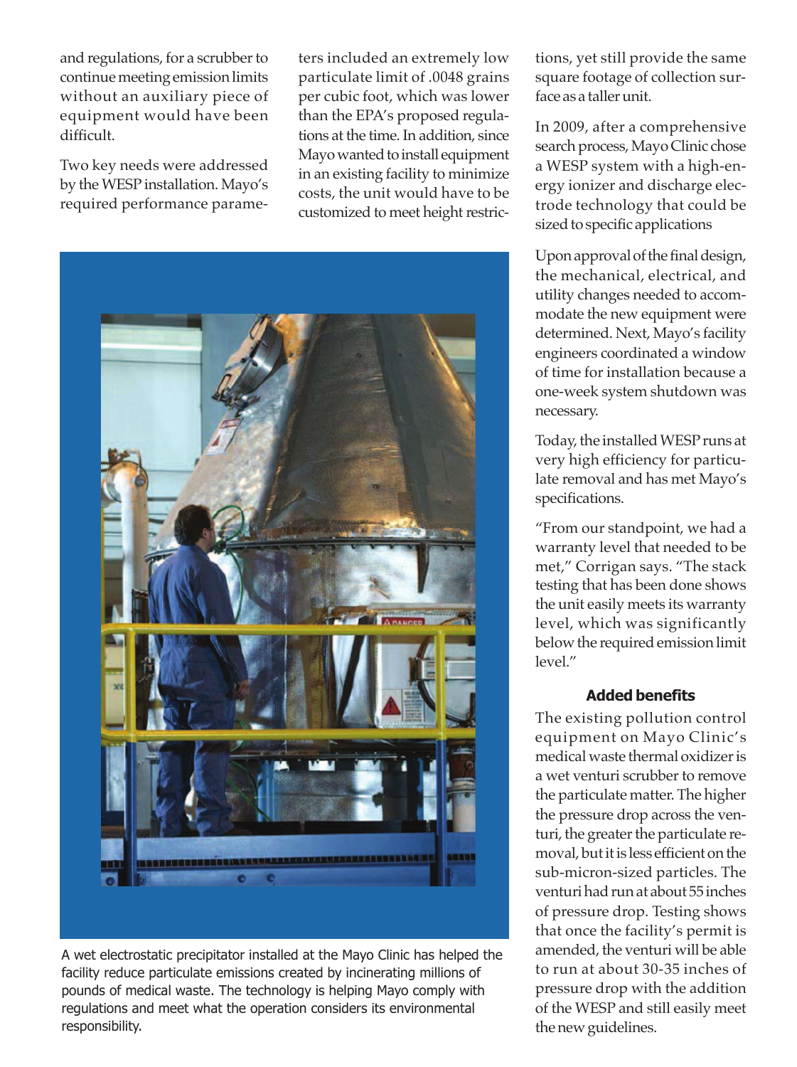and regulations, for a scrubber to continue meeting emission limits without an auxiliary piece of equipment would have been difficult.

Two key needs were addressed by the WESP installation. Mayo's required performance parameters included an extremely low particulate limit of .0048 grains per cubic foot, which was lower than the EPA's proposed regulations at the time. In addition, since Mayo wanted to install equipment in an existing facility to minimize costs, the unit would have to be customized to meet height restrictions, yet still provide the same square footage of collection surface as a taller unit.

In 2009, after a comprehensive search process, Mayo Clinic chose a WESP system with a high-energy ionizer and discharge electrode technology that could be sized to specific applications

Upon approval of the final design, the mechanical, electrical, and utility changes needed to accommodate the new equipment were determined. Next, Mayo's facility engineers coordinated a window of time for installation because a one-week system shutdown was necessary.

Today, the installed WESP runs at very high efficiency for particulate removal and has met Mayo's specifications.

"From our standpoint, we had a warranty level that needed to be met," Corrigan says. "The stack testing that has been done shows the unit easily meets its warranty level, which was significantly below the required emission limit level."

A wet electrostatic precipitator installed at the Mayo Clinic has helped the facility reduce particulate emissions created by incinerating millions of pounds of medical waste. The technology is helping Mayo comply with regulations and meet what the operation considers its environmental responsibility.

### Added benefits

The existing pollution control equipment on Mayo Clinic's medical waste thermal oxidizer is a wet venturi scrubber to remove the particulate matter. The higher the pressure drop across the venturi, the greater the particulate removal, but it is less efficient on the sub-micron-sized particles. The venturi had run at about 55 inches of pressure drop. Testing shows that once the facility's permit is amended, the venturi will be able to run at about 30-35 inches of pressure drop with the addition of the WESP and still easily meet the new guidelines.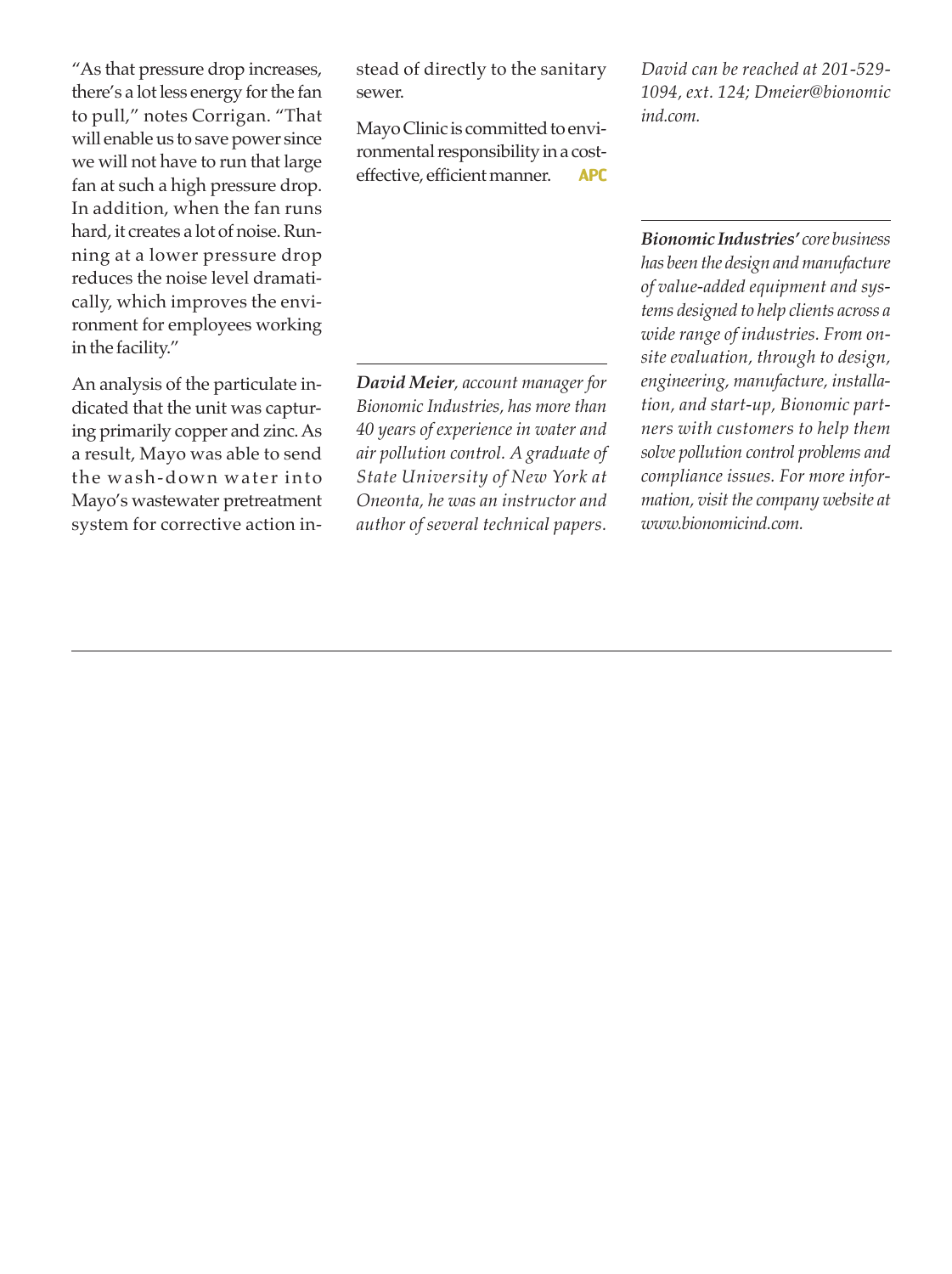"As that pressure drop increases, there's a lot less energy for the fan to pull," notes Corrigan. "That will enable us to save power since we will not have to run that large fan at such a high pressure drop. In addition, when the fan runs hard, it creates a lot of noise. Running at a lower pressure drop reduces the noise level dramatically, which improves the environment for employees working in the facility."

An analysis of the particulate indicated that the unit was capturing primarily copper and zinc. As a result, Mayo was able to send the wash-down water into Mayo's wastewater pretreatment system for corrective action instead of directly to the sanitary sewer.

Mayo Clinic is committed to environmental responsibility in a cost-effective, efficient manner. **APC**

---

***David Meier**, account manager for Bionomic Industries, has more than 40 years of experience in water and air pollution control. A graduate of State University of New York at Oneonta, he was an instructor and author of several technical papers.*

*David can be reached at 201-529-1094, ext. 124; Dmeier@bionomicind.com.*

---

***Bionomic Industries'** core business has been the design and manufacture of value-added equipment and systems designed to help clients across a wide range of industries. From on-site evaluation, through to design, engineering, manufacture, installation, and start-up, Bionomic partners with customers to help them solve pollution control problems and compliance issues. For more information, visit the company website at www.bionomicind.com.*